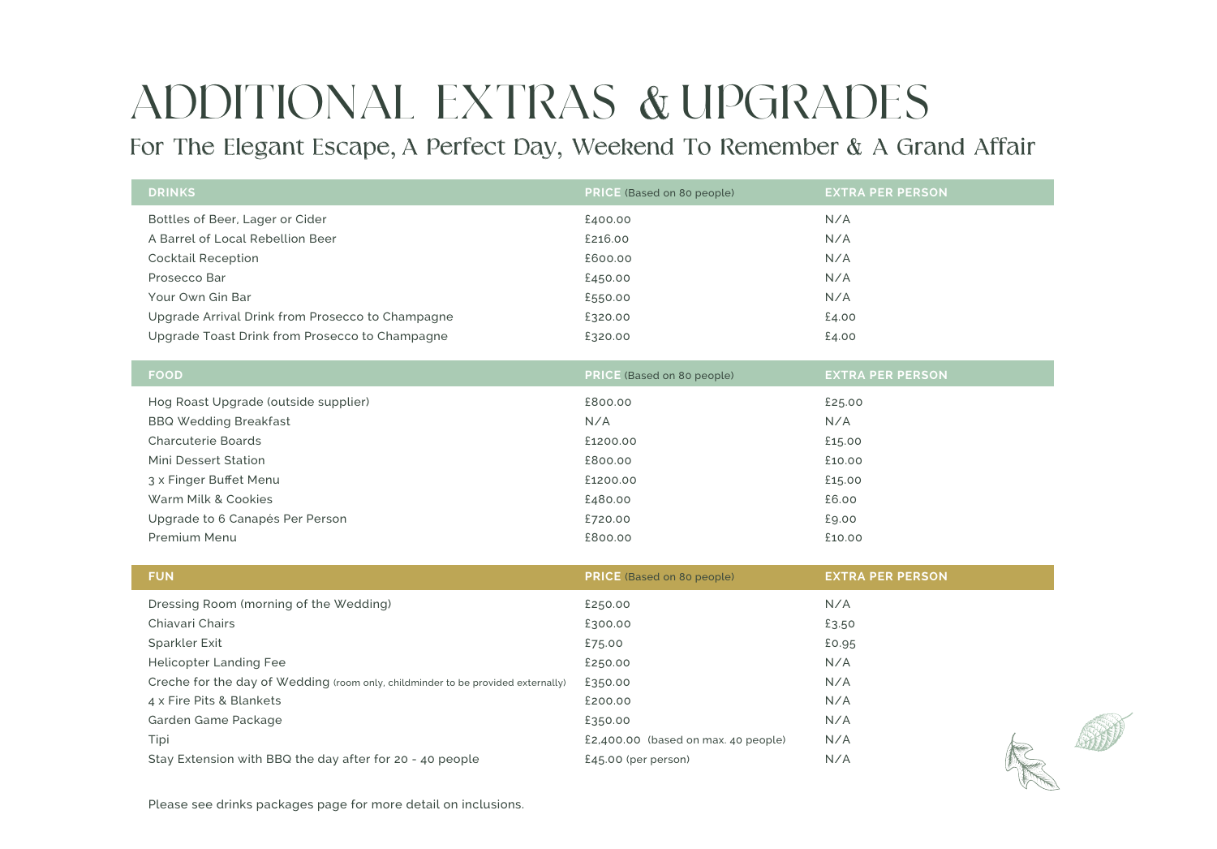# ADDITIONAL EXTRAS & UPGRADES

## For The Elegant Escape, A Perfect Day, Weekend To Remember & A Grand Affair

| **DRINKS** | **PRICE** (Based on 80 people) | **EXTRA PER PERSON** |
|---|---|---|
| Bottles of Beer, Lager or Cider | £400.00 | N/A |
| A Barrel of Local Rebellion Beer | £216.00 | N/A |
| Cocktail Reception | £600.00 | N/A |
| Prosecco Bar | £450.00 | N/A |
| Your Own Gin Bar | £550.00 | N/A |
| Upgrade Arrival Drink from Prosecco to Champagne | £320.00 | £4.00 |
| Upgrade Toast Drink from Prosecco to Champagne | £320.00 | £4.00 |

| **FOOD** | **PRICE** (Based on 80 people) | **EXTRA PER PERSON** |
|---|---|---|
| Hog Roast Upgrade (outside supplier) | £800.00 | £25.00 |
| BBQ Wedding Breakfast | N/A | N/A |
| Charcuterie Boards | £1200.00 | £15.00 |
| Mini Dessert Station | £800.00 | £10.00 |
| 3 x Finger Buffet Menu | £1200.00 | £15.00 |
| Warm Milk & Cookies | £480.00 | £6.00 |
| Upgrade to 6 Canapés Per Person | £720.00 | £9.00 |
| Premium Menu | £800.00 | £10.00 |

| **FUN** | **PRICE** (Based on 80 people) | **EXTRA PER PERSON** |
|---|---|---|
| Dressing Room (morning of the Wedding) | £250.00 | N/A |
| Chiavari Chairs | £300.00 | £3.50 |
| Sparkler Exit | £75.00 | £0.95 |
| Helicopter Landing Fee | £250.00 | N/A |
| Creche for the day of Wedding (room only, childminder to be provided externally) | £350.00 | N/A |
| 4 x Fire Pits & Blankets | £200.00 | N/A |
| Garden Game Package | £350.00 | N/A |
| Tipi | £2,400.00 (based on max. 40 people) | N/A |
| Stay Extension with BBQ the day after for 20 - 40 people | £45.00 (per person) | N/A |

Please see drinks packages page for more detail on inclusions.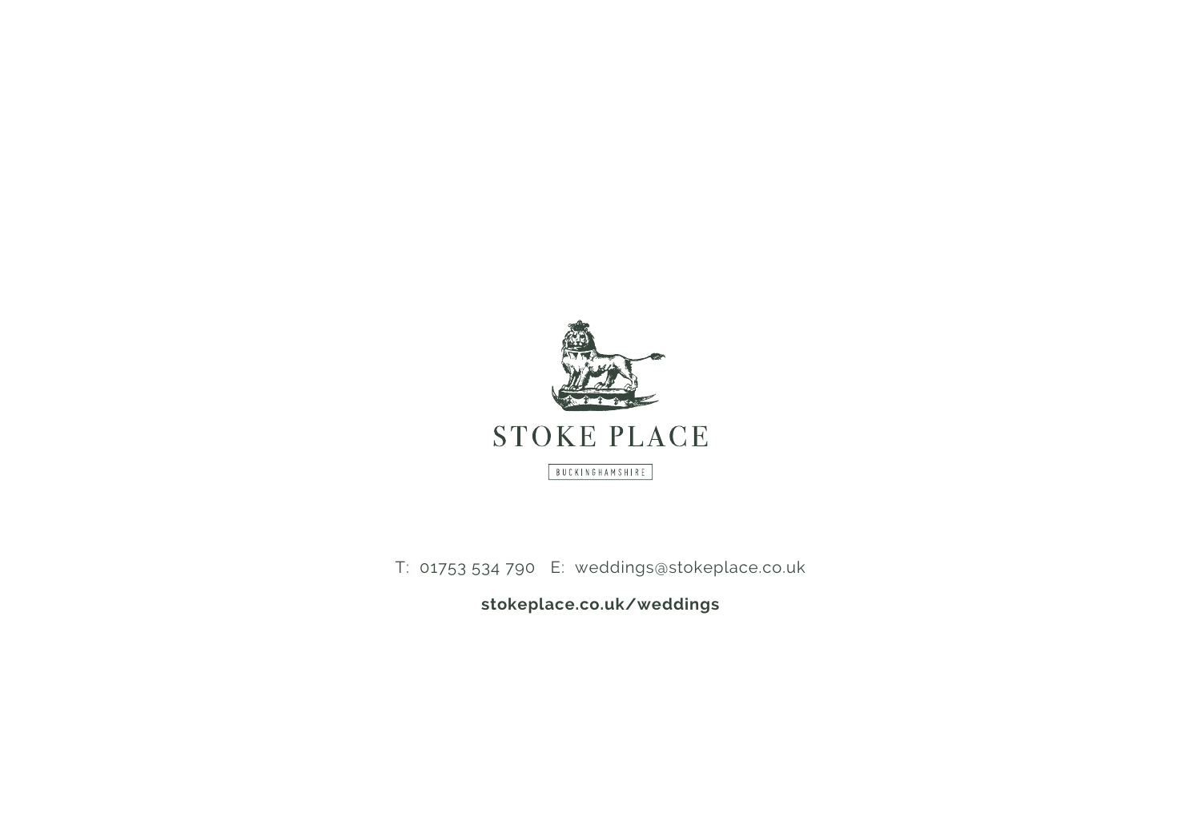STOKE PLACE

BUCKINGHAMSHIRE

T: 01753 534 790   E: weddings@stokeplace.co.uk

**stokeplace.co.uk/weddings**